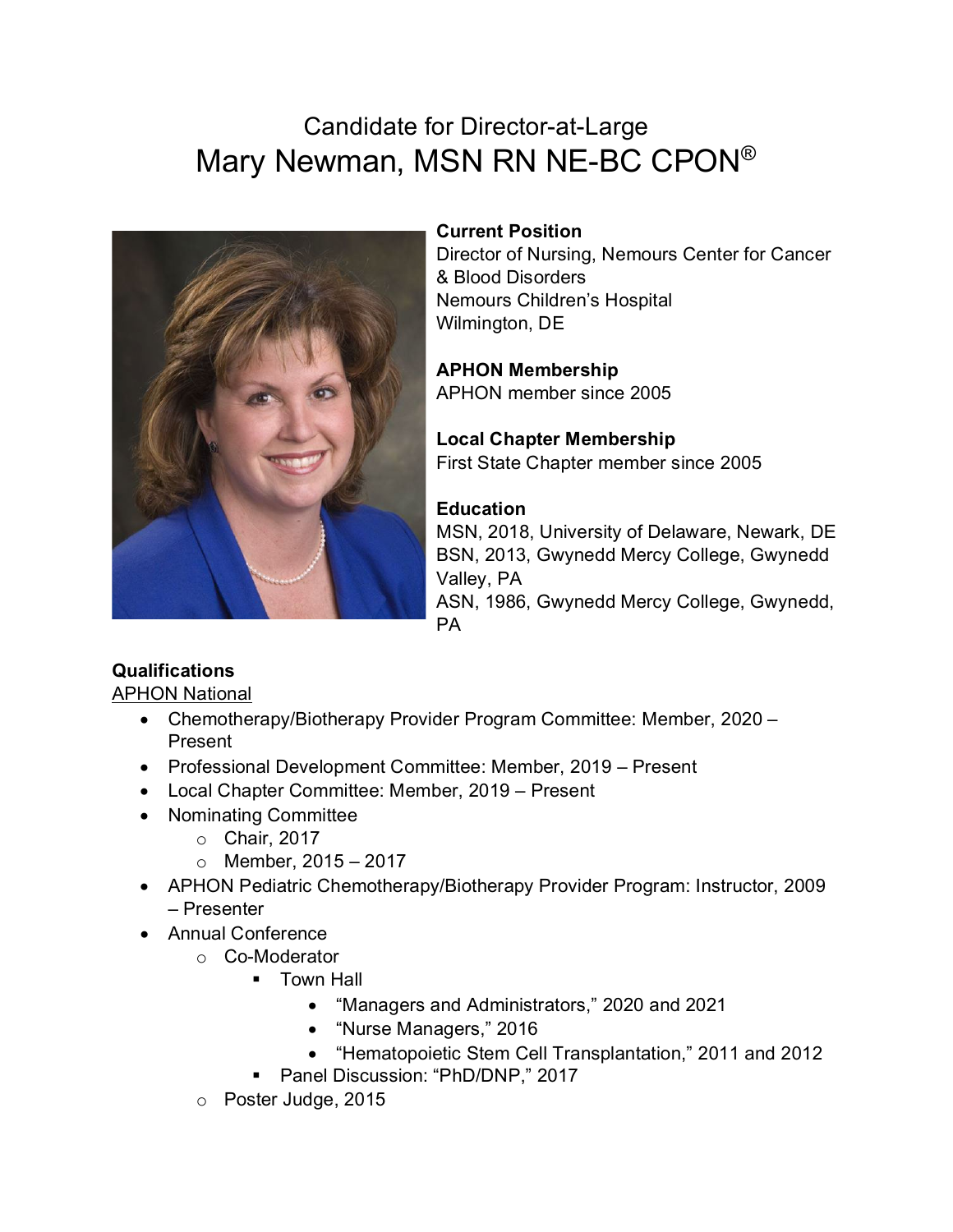# Candidate for Director-at-Large

# Mary Newman, MSN RN NE-BC CPON®

**Current Position**
Director of Nursing, Nemours Center for Cancer & Blood Disorders
Nemours Children's Hospital
Wilmington, DE

**APHON Membership**
APHON member since 2005

**Local Chapter Membership**
First State Chapter member since 2005

**Education**
MSN, 2018, University of Delaware, Newark, DE
BSN, 2013, Gwynedd Mercy College, Gwynedd Valley, PA
ASN, 1986, Gwynedd Mercy College, Gwynedd, PA

**Qualifications**

APHON National

- Chemotherapy/Biotherapy Provider Program Committee: Member, 2020 – Present
- Professional Development Committee: Member, 2019 – Present
- Local Chapter Committee: Member, 2019 – Present
- Nominating Committee
  - Chair, 2017
  - Member, 2015 – 2017
- APHON Pediatric Chemotherapy/Biotherapy Provider Program: Instructor, 2009 – Presenter
- Annual Conference
  - Co-Moderator
    - Town Hall
      - "Managers and Administrators," 2020 and 2021
      - "Nurse Managers," 2016
      - "Hematopoietic Stem Cell Transplantation," 2011 and 2012
    - Panel Discussion: "PhD/DNP," 2017
  - Poster Judge, 2015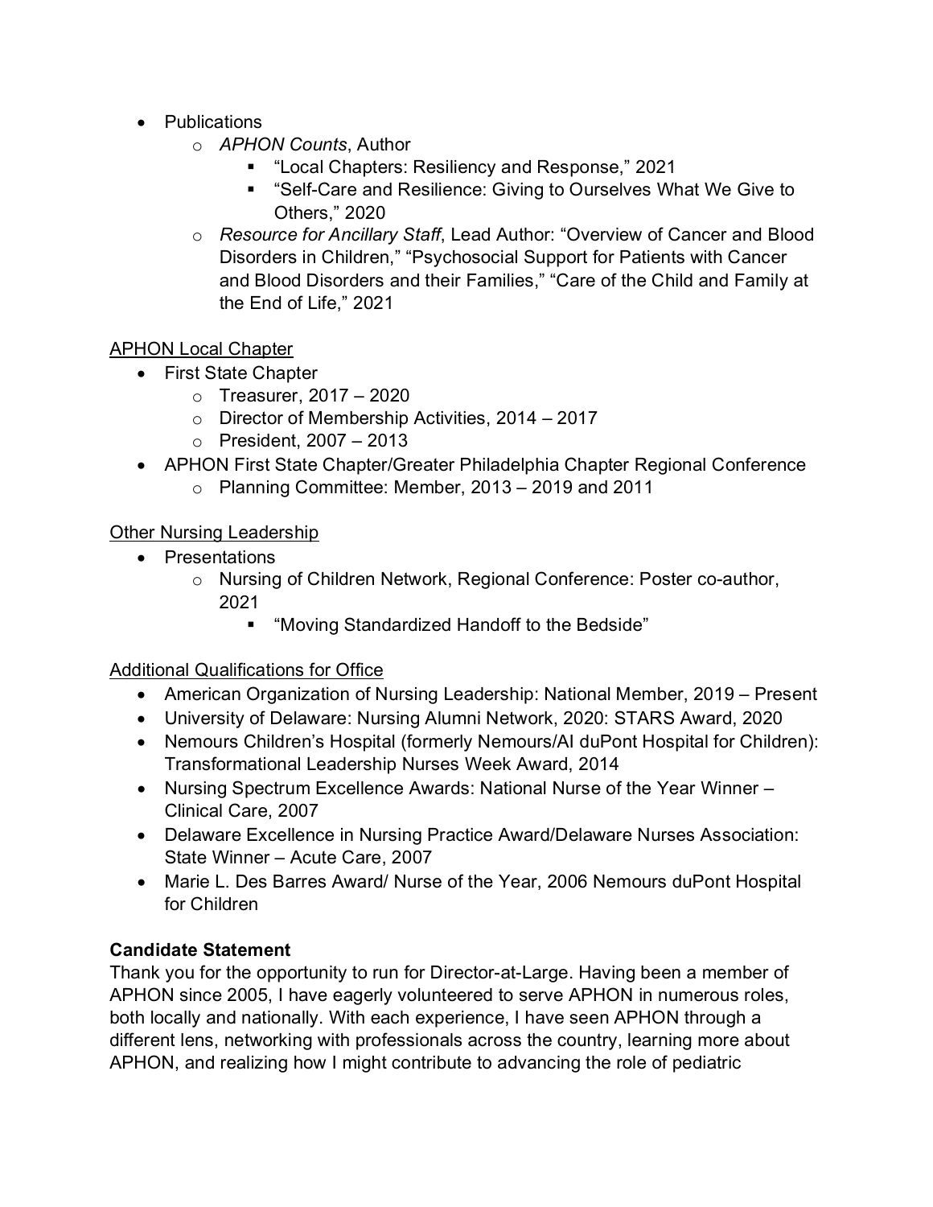- Publications
  - *APHON Counts*, Author
    - "Local Chapters: Resiliency and Response," 2021
    - "Self-Care and Resilience: Giving to Ourselves What We Give to Others," 2020
  - *Resource for Ancillary Staff*, Lead Author: "Overview of Cancer and Blood Disorders in Children," "Psychosocial Support for Patients with Cancer and Blood Disorders and their Families," "Care of the Child and Family at the End of Life," 2021

<u>APHON Local Chapter</u>

- First State Chapter
  - Treasurer, 2017 – 2020
  - Director of Membership Activities, 2014 – 2017
  - President, 2007 – 2013
- APHON First State Chapter/Greater Philadelphia Chapter Regional Conference
  - Planning Committee: Member, 2013 – 2019 and 2011

<u>Other Nursing Leadership</u>

- Presentations
  - Nursing of Children Network, Regional Conference: Poster co-author, 2021
    - "Moving Standardized Handoff to the Bedside"

<u>Additional Qualifications for Office</u>

- American Organization of Nursing Leadership: National Member, 2019 – Present
- University of Delaware: Nursing Alumni Network, 2020: STARS Award, 2020
- Nemours Children's Hospital (formerly Nemours/AI duPont Hospital for Children): Transformational Leadership Nurses Week Award, 2014
- Nursing Spectrum Excellence Awards: National Nurse of the Year Winner – Clinical Care, 2007
- Delaware Excellence in Nursing Practice Award/Delaware Nurses Association: State Winner – Acute Care, 2007
- Marie L. Des Barres Award/ Nurse of the Year, 2006 Nemours duPont Hospital for Children

**Candidate Statement**

Thank you for the opportunity to run for Director-at-Large. Having been a member of APHON since 2005, I have eagerly volunteered to serve APHON in numerous roles, both locally and nationally. With each experience, I have seen APHON through a different lens, networking with professionals across the country, learning more about APHON, and realizing how I might contribute to advancing the role of pediatric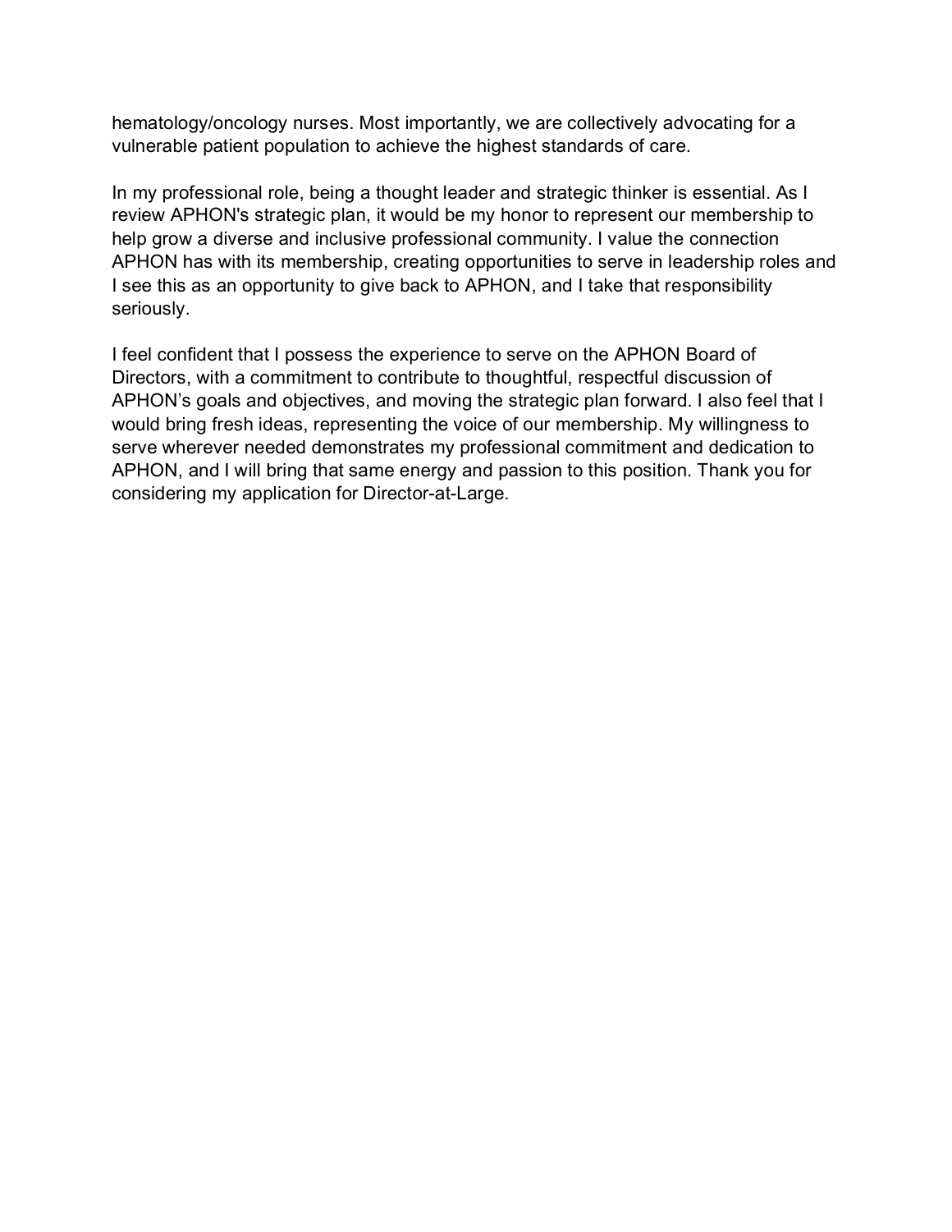hematology/oncology nurses. Most importantly, we are collectively advocating for a vulnerable patient population to achieve the highest standards of care.

In my professional role, being a thought leader and strategic thinker is essential. As I review APHON's strategic plan, it would be my honor to represent our membership to help grow a diverse and inclusive professional community. I value the connection APHON has with its membership, creating opportunities to serve in leadership roles and I see this as an opportunity to give back to APHON, and I take that responsibility seriously.

I feel confident that I possess the experience to serve on the APHON Board of Directors, with a commitment to contribute to thoughtful, respectful discussion of APHON's goals and objectives, and moving the strategic plan forward. I also feel that I would bring fresh ideas, representing the voice of our membership. My willingness to serve wherever needed demonstrates my professional commitment and dedication to APHON, and I will bring that same energy and passion to this position. Thank you for considering my application for Director-at-Large.